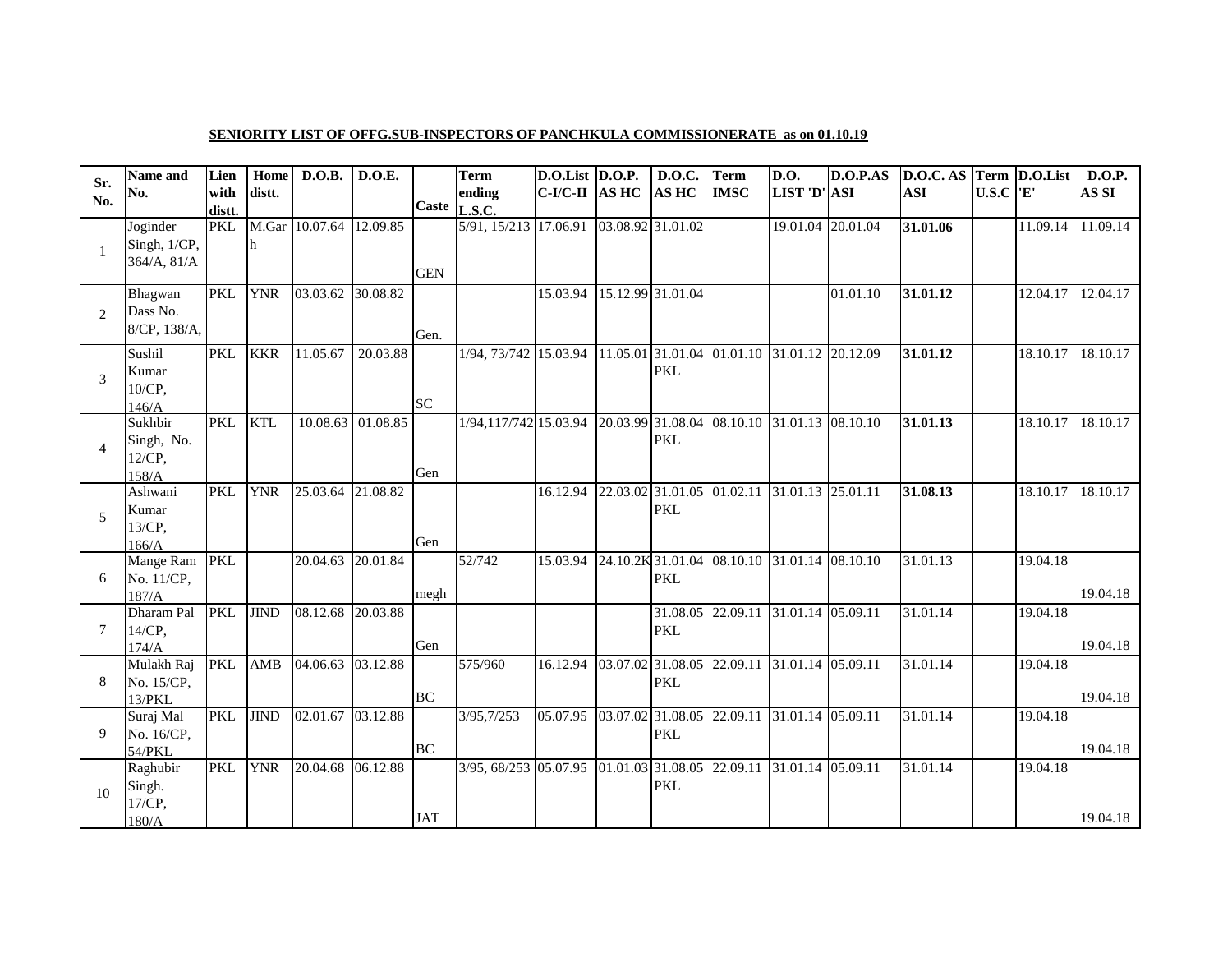**SENIORITY LIST OF OFFG.SUB-INSPECTORS OF PANCHKULA COMMISSIONERATE as on 01.10.19**

| Sr. No. | Name and No. | Lien with distt. | Home distt. | D.O.B. | D.O.E. | Caste | Term ending L.S.C. | D.O.List C-I/C-II | D.O.P. AS HC | D.O.C. AS HC | Term IMSC | D.O. LIST 'D' | D.O.P.AS ASI | D.O.C. AS ASI | Term U.S.C | D.O.List 'E' | D.O.P. AS SI |
|---|---|---|---|---|---|---|---|---|---|---|---|---|---|---|---|---|---|
| 1 | Joginder Singh, 1/CP, 364/A, 81/A | PKL | M.Garh | 10.07.64 | 12.09.85 | GEN | 5/91, 15/213 | 17.06.91 | 03.08.92 | 31.01.02 | | 19.01.04 | 20.01.04 | **31.01.06** | | 11.09.14 | 11.09.14 |
| 2 | Bhagwan Dass No. 8/CP, 138/A, | PKL | YNR | 03.03.62 | 30.08.82 | Gen. | | 15.03.94 | 15.12.99 | 31.01.04 | | | 01.01.10 | **31.01.12** | | 12.04.17 | 12.04.17 |
| 3 | Sushil Kumar 10/CP, 146/A | PKL | KKR | 11.05.67 | 20.03.88 | SC | 1/94, 73/742 | 15.03.94 | 11.05.01 | 31.01.04 PKL | 01.01.10 | 31.01.12 | 20.12.09 | **31.01.12** | | 18.10.17 | 18.10.17 |
| 4 | Sukhbir Singh, No. 12/CP, 158/A | PKL | KTL | 10.08.63 | 01.08.85 | Gen | 1/94,117/742 | 15.03.94 | 20.03.99 | 31.08.04 PKL | 08.10.10 | 31.01.13 | 08.10.10 | **31.01.13** | | 18.10.17 | 18.10.17 |
| 5 | Ashwani Kumar 13/CP, 166/A | PKL | YNR | 25.03.64 | 21.08.82 | Gen | | 16.12.94 | 22.03.02 | 31.01.05 PKL | 01.02.11 | 31.01.13 | 25.01.11 | **31.08.13** | | 18.10.17 | 18.10.17 |
| 6 | Mange Ram No. 11/CP, 187/A | PKL | | 20.04.63 | 20.01.84 | megh | 52/742 | 15.03.94 | 24.10.2K | 31.01.04 PKL | 08.10.10 | 31.01.14 | 08.10.10 | 31.01.13 | | 19.04.18 | 19.04.18 |
| 7 | Dharam Pal 14/CP, 174/A | PKL | JIND | 08.12.68 | 20.03.88 | Gen | | | | 31.08.05 PKL | 22.09.11 | 31.01.14 | 05.09.11 | 31.01.14 | | 19.04.18 | 19.04.18 |
| 8 | Mulakh Raj No. 15/CP, 13/PKL | PKL | AMB | 04.06.63 | 03.12.88 | BC | 575/960 | 16.12.94 | 03.07.02 | 31.08.05 PKL | 22.09.11 | 31.01.14 | 05.09.11 | 31.01.14 | | 19.04.18 | 19.04.18 |
| 9 | Suraj Mal No. 16/CP, 54/PKL | PKL | JIND | 02.01.67 | 03.12.88 | BC | 3/95,7/253 | 05.07.95 | 03.07.02 | 31.08.05 PKL | 22.09.11 | 31.01.14 | 05.09.11 | 31.01.14 | | 19.04.18 | 19.04.18 |
| 10 | Raghubir Singh. 17/CP, 180/A | PKL | YNR | 20.04.68 | 06.12.88 | JAT | 3/95, 68/253 | 05.07.95 | 01.01.03 | 31.08.05 PKL | 22.09.11 | 31.01.14 | 05.09.11 | 31.01.14 | | 19.04.18 | 19.04.18 |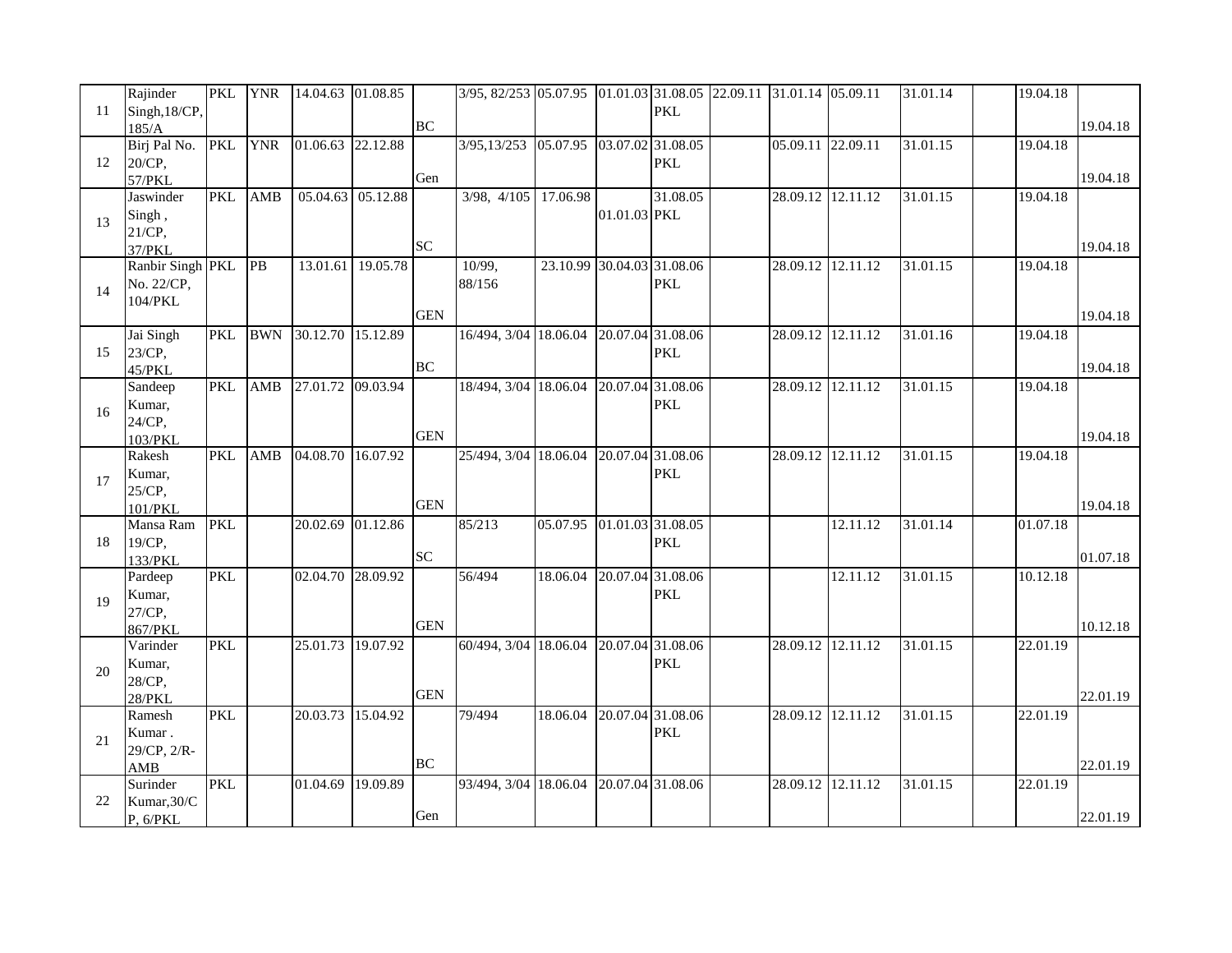| | | | | | | | | | | | | | | | | | |
|---|---|---|---|---|---|---|---|---|---|---|---|---|---|---|---|---|---|
| 11 | Rajinder Singh,18/CP, 185/A | PKL | YNR | 14.04.63 | 01.08.85 | BC | 3/95, 82/253 | 05.07.95 | 01.01.03 | 31.08.05 PKL | 22.09.11 | 31.01.14 | 05.09.11 | 31.01.14 | | 19.04.18 | 19.04.18 |
| 12 | Birj Pal No. 20/CP, 57/PKL | PKL | YNR | 01.06.63 | 22.12.88 | Gen | 3/95,13/253 | 05.07.95 | 03.07.02 | 31.08.05 PKL | | 05.09.11 | 22.09.11 | 31.01.15 | | 19.04.18 | 19.04.18 |
| 13 | Jaswinder Singh , 21/CP, 37/PKL | PKL | AMB | 05.04.63 | 05.12.88 | SC | 3/98, 4/105 | 17.06.98 | 01.01.03 | 31.08.05 PKL | | 28.09.12 | 12.11.12 | 31.01.15 | | 19.04.18 | 19.04.18 |
| 14 | Ranbir Singh No. 22/CP, 104/PKL | PKL | PB | 13.01.61 | 19.05.78 | GEN | 10/99, 88/156 | 23.10.99 | 30.04.03 | 31.08.06 PKL | | 28.09.12 | 12.11.12 | 31.01.15 | | 19.04.18 | 19.04.18 |
| 15 | Jai Singh 23/CP, 45/PKL | PKL | BWN | 30.12.70 | 15.12.89 | BC | 16/494, 3/04 | 18.06.04 | 20.07.04 | 31.08.06 PKL | | 28.09.12 | 12.11.12 | 31.01.16 | | 19.04.18 | 19.04.18 |
| 16 | Sandeep Kumar, 24/CP, 103/PKL | PKL | AMB | 27.01.72 | 09.03.94 | GEN | 18/494, 3/04 | 18.06.04 | 20.07.04 | 31.08.06 PKL | | 28.09.12 | 12.11.12 | 31.01.15 | | 19.04.18 | 19.04.18 |
| 17 | Rakesh Kumar, 25/CP, 101/PKL | PKL | AMB | 04.08.70 | 16.07.92 | GEN | 25/494, 3/04 | 18.06.04 | 20.07.04 | 31.08.06 PKL | | 28.09.12 | 12.11.12 | 31.01.15 | | 19.04.18 | 19.04.18 |
| 18 | Mansa Ram 19/CP, 133/PKL | PKL | | 20.02.69 | 01.12.86 | SC | 85/213 | 05.07.95 | 01.01.03 | 31.08.05 PKL | | | 12.11.12 | 31.01.14 | | 01.07.18 | 01.07.18 |
| 19 | Pardeep Kumar, 27/CP, 867/PKL | PKL | | 02.04.70 | 28.09.92 | GEN | 56/494 | 18.06.04 | 20.07.04 | 31.08.06 PKL | | | 12.11.12 | 31.01.15 | | 10.12.18 | 10.12.18 |
| 20 | Varinder Kumar, 28/CP, 28/PKL | PKL | | 25.01.73 | 19.07.92 | GEN | 60/494, 3/04 | 18.06.04 | 20.07.04 | 31.08.06 PKL | | 28.09.12 | 12.11.12 | 31.01.15 | | 22.01.19 | 22.01.19 |
| 21 | Ramesh Kumar . 29/CP, 2/R-AMB | PKL | | 20.03.73 | 15.04.92 | BC | 79/494 | 18.06.04 | 20.07.04 | 31.08.06 PKL | | 28.09.12 | 12.11.12 | 31.01.15 | | 22.01.19 | 22.01.19 |
| 22 | Surinder Kumar,30/CP, 6/PKL | PKL | | 01.04.69 | 19.09.89 | Gen | 93/494, 3/04 | 18.06.04 | 20.07.04 | 31.08.06 | | 28.09.12 | 12.11.12 | 31.01.15 | | 22.01.19 | 22.01.19 |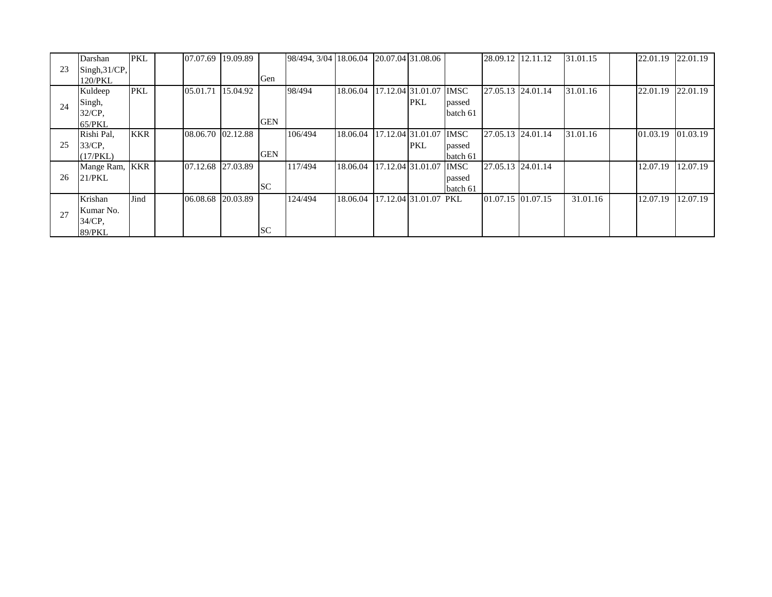| | | | | | | | | | | | | | | | | | |
|---|---|---|---|---|---|---|---|---|---|---|---|---|---|---|---|---|---|
| 23 | Darshan Singh,31/CP, 120/PKL | PKL | | 07.07.69 | 19.09.89 | Gen | 98/494, 3/04 | 18.06.04 | 20.07.04 | 31.08.06 | | 28.09.12 | 12.11.12 | 31.01.15 | | 22.01.19 | 22.01.19 |
| 24 | Kuldeep Singh, 32/CP, 65/PKL | PKL | | 05.01.71 | 15.04.92 | GEN | 98/494 | 18.06.04 | 17.12.04 | 31.01.07 PKL | IMSC passed batch 61 | 27.05.13 | 24.01.14 | 31.01.16 | | 22.01.19 | 22.01.19 |
| 25 | Rishi Pal, 33/CP, (17/PKL) | KKR | | 08.06.70 | 02.12.88 | GEN | 106/494 | 18.06.04 | 17.12.04 | 31.01.07 PKL | IMSC passed batch 61 | 27.05.13 | 24.01.14 | 31.01.16 | | 01.03.19 | 01.03.19 |
| 26 | Mange Ram, 21/PKL | KKR | | 07.12.68 | 27.03.89 | SC | 117/494 | 18.06.04 | 17.12.04 | 31.01.07 | IMSC passed batch 61 | 27.05.13 | 24.01.14 | | | 12.07.19 | 12.07.19 |
| 27 | Krishan Kumar No. 34/CP, 89/PKL | Jind | | 06.08.68 | 20.03.89 | SC | 124/494 | 18.06.04 | 17.12.04 | 31.01.07 | PKL | 01.07.15 | 01.07.15 | 31.01.16 | | 12.07.19 | 12.07.19 |